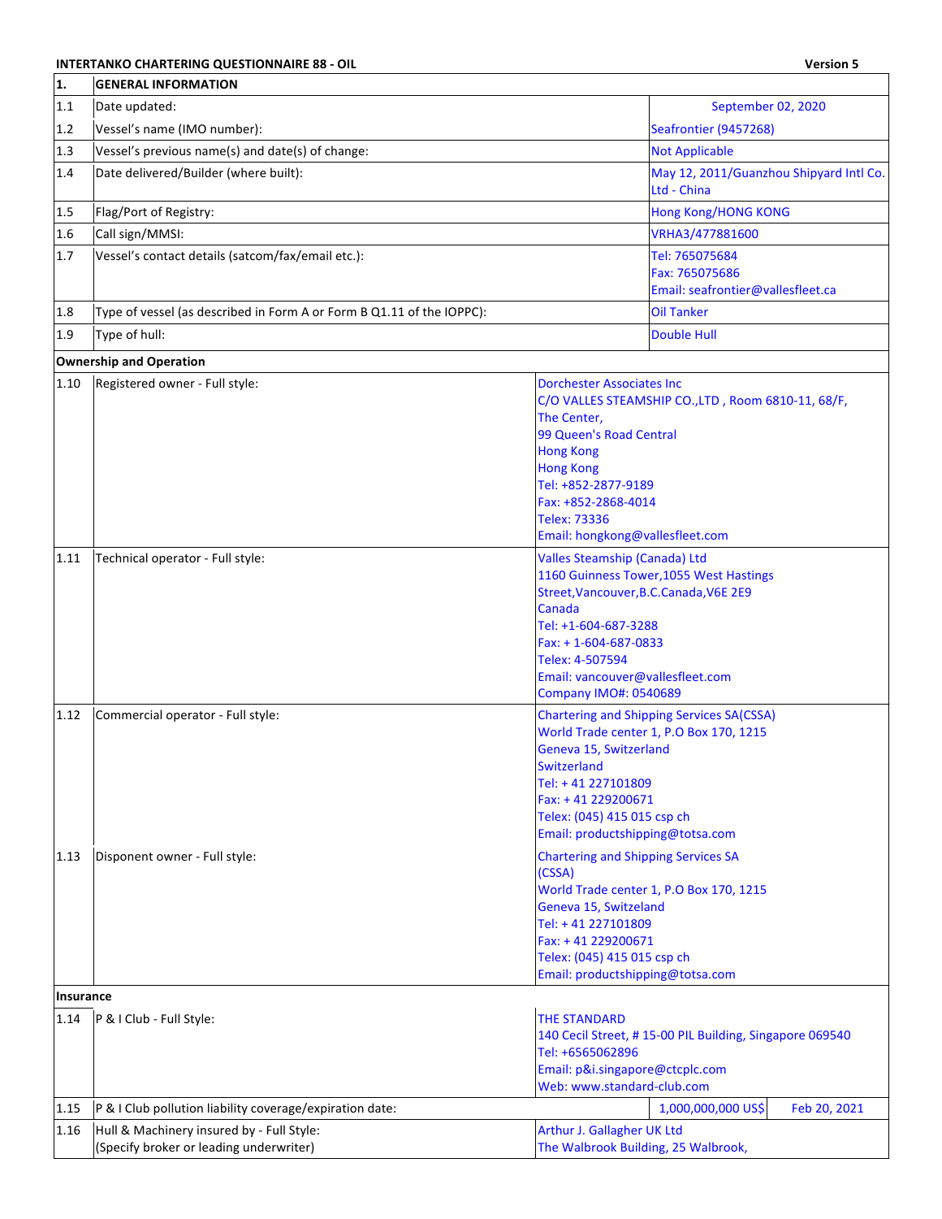**INTERTANKO CHARTERING QUESTIONNAIRE 88 - OIL** **Version 5**

| 1. | GENERAL INFORMATION | | |
|---|---|---|---|
| 1.1 | Date updated: | September 02, 2020 | |
| 1.2 | Vessel's name (IMO number): | Seafrontier (9457268) | |
| 1.3 | Vessel's previous name(s) and date(s) of change: | Not Applicable | |
| 1.4 | Date delivered/Builder (where built): | May 12, 2011/Guanzhou Shipyard Intl Co. Ltd - China | |
| 1.5 | Flag/Port of Registry: | Hong Kong/HONG KONG | |
| 1.6 | Call sign/MMSI: | VRHA3/477881600 | |
| 1.7 | Vessel's contact details (satcom/fax/email etc.): | Tel: 765075684<br>Fax: 765075686<br>Email: seafrontier@vallesfleet.ca | |
| 1.8 | Type of vessel (as described in Form A or Form B Q1.11 of the IOPPC): | Oil Tanker | |
| 1.9 | Type of hull: | Double Hull | |
| **Ownership and Operation** | | | |
| 1.10 | Registered owner - Full style: | Dorchester Associates Inc<br>C/O VALLES STEAMSHIP CO.,LTD , Room 6810-11, 68/F, The Center,<br>99 Queen's Road Central<br>Hong Kong<br>Hong Kong<br>Tel: +852-2877-9189<br>Fax: +852-2868-4014<br>Telex: 73336<br>Email: hongkong@vallesfleet.com | |
| 1.11 | Technical operator - Full style: | Valles Steamship (Canada) Ltd<br>1160 Guinness Tower,1055 West Hastings Street,Vancouver,B.C.Canada,V6E 2E9<br>Canada<br>Tel: +1-604-687-3288<br>Fax: + 1-604-687-0833<br>Telex: 4-507594<br>Email: vancouver@vallesfleet.com<br>Company IMO#: 0540689 | |
| 1.12 | Commercial operator - Full style: | Chartering and Shipping Services SA(CSSA)<br>World Trade center 1, P.O Box 170, 1215<br>Geneva 15, Switzeland<br>Switzerland<br>Tel: + 41 227101809<br>Fax: + 41 229200671<br>Telex: (045) 415 015 csp ch<br>Email: productshipping@totsa.com | |
| 1.13 | Disponent owner - Full style: | Chartering and Shipping Services SA (CSSA)<br>World Trade center 1, P.O Box 170, 1215<br>Geneva 15, Switzeland<br>Tel: + 41 227101809<br>Fax: + 41 229200671<br>Telex: (045) 415 015 csp ch<br>Email: productshipping@totsa.com | |
| **Insurance** | | | |
| 1.14 | P & I Club - Full Style: | THE STANDARD<br>140 Cecil Street, # 15-00 PIL Building, Singapore 069540<br>Tel: +6565062896<br>Email: p&i.singapore@ctcplc.com<br>Web: www.standard-club.com | |
| 1.15 | P & I Club pollution liability coverage/expiration date: | 1,000,000,000 US$ | Feb 20, 2021 |
| 1.16 | Hull & Machinery insured by - Full Style:<br>(Specify broker or leading underwriter) | Arthur J. Gallagher UK Ltd<br>The Walbrook Building, 25 Walbrook, | |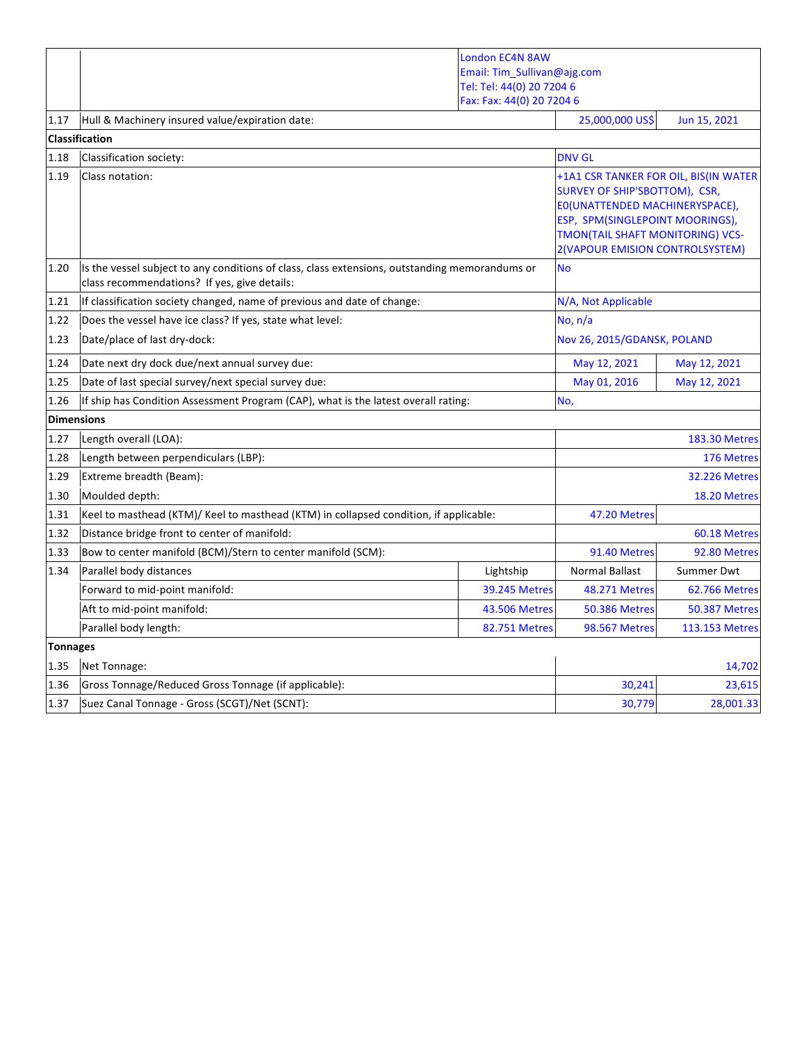| | | | | |
|---|---|---|---|---|
| | | London EC4N 8AW<br>Email: Tim_Sullivan@ajg.com<br>Tel: Tel: 44(0) 20 7204 6<br>Fax: Fax: 44(0) 20 7204 6 | | |
| 1.17 | Hull & Machinery insured value/expiration date: | | 25,000,000 US$ | Jun 15, 2021 |
| **Classification** | | | | |
| 1.18 | Classification society: | | DNV GL | |
| 1.19 | Class notation: | | +1A1 CSR TANKER FOR OIL, BIS(IN WATER SURVEY OF SHIP'SBOTTOM), CSR, E0(UNATTENDED MACHINERYSPACE), ESP, SPM(SINGLEPOINT MOORINGS), TMON(TAIL SHAFT MONITORING) VCS-2(VAPOUR EMISION CONTROLSYSTEM) | |
| 1.20 | Is the vessel subject to any conditions of class, class extensions, outstanding memorandums or class recommendations? If yes, give details: | | No | |
| 1.21 | If classification society changed, name of previous and date of change: | | N/A, Not Applicable | |
| 1.22 | Does the vessel have ice class? If yes, state what level: | | No, n/a | |
| 1.23 | Date/place of last dry-dock: | | Nov 26, 2015/GDANSK, POLAND | |
| 1.24 | Date next dry dock due/next annual survey due: | | May 12, 2021 | May 12, 2021 |
| 1.25 | Date of last special survey/next special survey due: | | May 01, 2016 | May 12, 2021 |
| 1.26 | If ship has Condition Assessment Program (CAP), what is the latest overall rating: | | No, | |
| **Dimensions** | | | | |
| 1.27 | Length overall (LOA): | | | 183.30 Metres |
| 1.28 | Length between perpendiculars (LBP): | | | 176 Metres |
| 1.29 | Extreme breadth (Beam): | | | 32.226 Metres |
| 1.30 | Moulded depth: | | | 18.20 Metres |
| 1.31 | Keel to masthead (KTM)/ Keel to masthead (KTM) in collapsed condition, if applicable: | | 47.20 Metres | |
| 1.32 | Distance bridge front to center of manifold: | | | 60.18 Metres |
| 1.33 | Bow to center manifold (BCM)/Stern to center manifold (SCM): | | 91.40 Metres | 92.80 Metres |
| 1.34 | Parallel body distances | Lightship | Normal Ballast | Summer Dwt |
| | Forward to mid-point manifold: | 39.245 Metres | 48.271 Metres | 62.766 Metres |
| | Aft to mid-point manifold: | 43.506 Metres | 50.386 Metres | 50.387 Metres |
| | Parallel body length: | 82.751 Metres | 98.567 Metres | 113.153 Metres |
| **Tonnages** | | | | |
| 1.35 | Net Tonnage: | | | 14,702 |
| 1.36 | Gross Tonnage/Reduced Gross Tonnage (if applicable): | | 30,241 | 23,615 |
| 1.37 | Suez Canal Tonnage - Gross (SCGT)/Net (SCNT): | | 30,779 | 28,001.33 |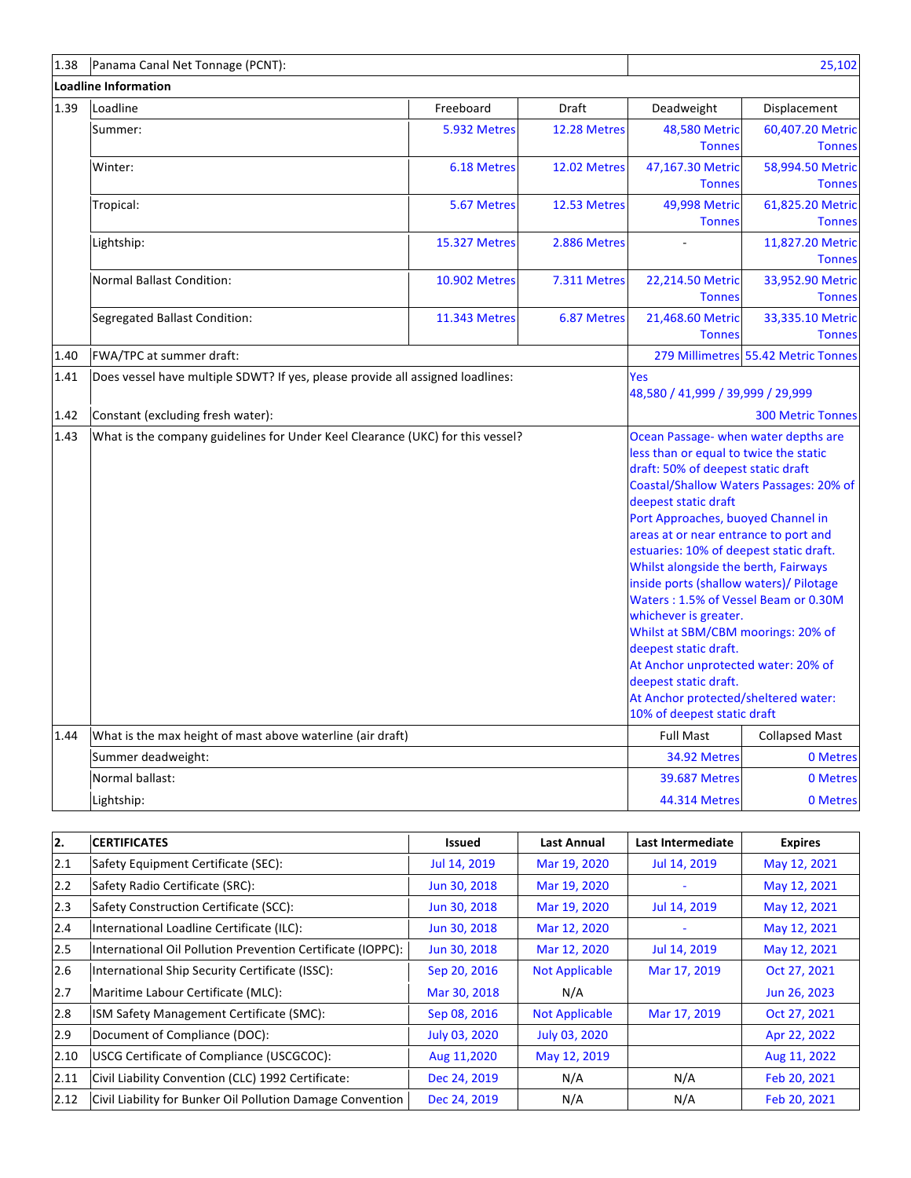| | | | | | |
|---|---|---|---|---|---|
| 1.38 | Panama Canal Net Tonnage (PCNT): | | | | 25,102 |
| **Loadline Information** | | | | | |
| 1.39 | Loadline | Freeboard | Draft | Deadweight | Displacement |
| | Summer: | 5.932 Metres | 12.28 Metres | 48,580 Metric Tonnes | 60,407.20 Metric Tonnes |
| | Winter: | 6.18 Metres | 12.02 Metres | 47,167.30 Metric Tonnes | 58,994.50 Metric Tonnes |
| | Tropical: | 5.67 Metres | 12.53 Metres | 49,998 Metric Tonnes | 61,825.20 Metric Tonnes |
| | Lightship: | 15.327 Metres | 2.886 Metres | - | 11,827.20 Metric Tonnes |
| | Normal Ballast Condition: | 10.902 Metres | 7.311 Metres | 22,214.50 Metric Tonnes | 33,952.90 Metric Tonnes |
| | Segregated Ballast Condition: | 11.343 Metres | 6.87 Metres | 21,468.60 Metric Tonnes | 33,335.10 Metric Tonnes |
| 1.40 | FWA/TPC at summer draft: | | | 279 Millimetres | 55.42 Metric Tonnes |
| 1.41 | Does vessel have multiple SDWT? If yes, please provide all assigned loadlines: | | | Yes<br>48,580 / 41,999 / 39,999 / 29,999 | |
| 1.42 | Constant (excluding fresh water): | | | | 300 Metric Tonnes |
| 1.43 | What is the company guidelines for Under Keel Clearance (UKC) for this vessel? | | | Ocean Passage- when water depths are less than or equal to twice the static draft: 50% of deepest static draft<br>Coastal/Shallow Waters Passages: 20% of deepest static draft<br>Port Approaches, buoyed Channel in areas at or near entrance to port and estuaries: 10% of deepest static draft.<br>Whilst alongside the berth, Fairways inside ports (shallow waters)/ Pilotage Waters : 1.5% of Vessel Beam or 0.30M whichever is greater.<br>Whilst at SBM/CBM moorings: 20% of deepest static draft.<br>At Anchor unprotected water: 20% of deepest static draft.<br>At Anchor protected/sheltered water: 10% of deepest static draft | |
| 1.44 | What is the max height of mast above waterline (air draft) | | | Full Mast | Collapsed Mast |
| | Summer deadweight: | | | 34.92 Metres | 0 Metres |
| | Normal ballast: | | | 39.687 Metres | 0 Metres |
| | Lightship: | | | 44.314 Metres | 0 Metres |

| **2.** | **CERTIFICATES** | **Issued** | **Last Annual** | **Last Intermediate** | **Expires** |
|---|---|---|---|---|---|
| 2.1 | Safety Equipment Certificate (SEC): | Jul 14, 2019 | Mar 19, 2020 | Jul 14, 2019 | May 12, 2021 |
| 2.2 | Safety Radio Certificate (SRC): | Jun 30, 2018 | Mar 19, 2020 | - | May 12, 2021 |
| 2.3 | Safety Construction Certificate (SCC): | Jun 30, 2018 | Mar 19, 2020 | Jul 14, 2019 | May 12, 2021 |
| 2.4 | International Loadline Certificate (ILC): | Jun 30, 2018 | Mar 12, 2020 | - | May 12, 2021 |
| 2.5 | International Oil Pollution Prevention Certificate (IOPPC): | Jun 30, 2018 | Mar 12, 2020 | Jul 14, 2019 | May 12, 2021 |
| 2.6 | International Ship Security Certificate (ISSC): | Sep 20, 2016 | Not Applicable | Mar 17, 2019 | Oct 27, 2021 |
| 2.7 | Maritime Labour Certificate (MLC): | Mar 30, 2018 | N/A | | Jun 26, 2023 |
| 2.8 | ISM Safety Management Certificate (SMC): | Sep 08, 2016 | Not Applicable | Mar 17, 2019 | Oct 27, 2021 |
| 2.9 | Document of Compliance (DOC): | July 03, 2020 | July 03, 2020 | | Apr 22, 2022 |
| 2.10 | USCG Certificate of Compliance (USCGCOC): | Aug 11,2020 | May 12, 2019 | | Aug 11, 2022 |
| 2.11 | Civil Liability Convention (CLC) 1992 Certificate: | Dec 24, 2019 | N/A | N/A | Feb 20, 2021 |
| 2.12 | Civil Liability for Bunker Oil Pollution Damage Convention | Dec 24, 2019 | N/A | N/A | Feb 20, 2021 |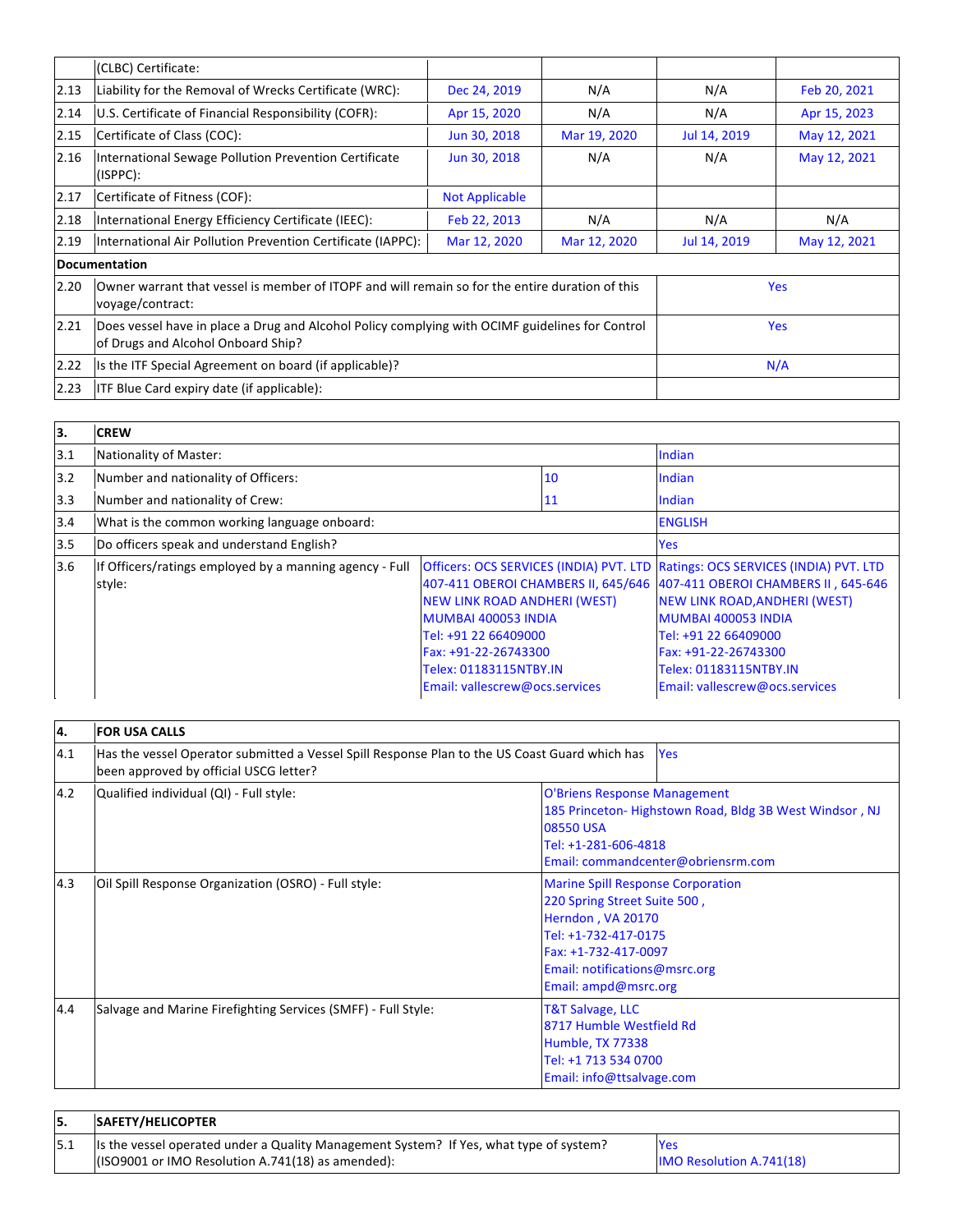| | | | | | |
|---|---|---|---|---|---|
| | (CLBC) Certificate: | | | | |
| 2.13 | Liability for the Removal of Wrecks Certificate (WRC): | Dec 24, 2019 | N/A | N/A | Feb 20, 2021 |
| 2.14 | U.S. Certificate of Financial Responsibility (COFR): | Apr 15, 2020 | N/A | N/A | Apr 15, 2023 |
| 2.15 | Certificate of Class (COC): | Jun 30, 2018 | Mar 19, 2020 | Jul 14, 2019 | May 12, 2021 |
| 2.16 | International Sewage Pollution Prevention Certificate (ISPPC): | Jun 30, 2018 | N/A | N/A | May 12, 2021 |
| 2.17 | Certificate of Fitness (COF): | Not Applicable | | | |
| 2.18 | International Energy Efficiency Certificate (IEEC): | Feb 22, 2013 | N/A | N/A | N/A |
| 2.19 | International Air Pollution Prevention Certificate (IAPPC): | Mar 12, 2020 | Mar 12, 2020 | Jul 14, 2019 | May 12, 2021 |

**Documentation**

| | | |
|---|---|---|
| 2.20 | Owner warrant that vessel is member of ITOPF and will remain so for the entire duration of this voyage/contract: | Yes |
| 2.21 | Does vessel have in place a Drug and Alcohol Policy complying with OCIMF guidelines for Control of Drugs and Alcohol Onboard Ship? | Yes |
| 2.22 | Is the ITF Special Agreement on board (if applicable)? | N/A |
| 2.23 | ITF Blue Card expiry date (if applicable): | |

| 3. | CREW | | |
|---|---|---|---|
| 3.1 | Nationality of Master: | | Indian |
| 3.2 | Number and nationality of Officers: | 10 | Indian |
| 3.3 | Number and nationality of Crew: | 11 | Indian |
| 3.4 | What is the common working language onboard: | | ENGLISH |
| 3.5 | Do officers speak and understand English? | | Yes |
| 3.6 | If Officers/ratings employed by a manning agency - Full style: | Officers: OCS SERVICES (INDIA) PVT. LTD<br>407-411 OBEROI CHAMBERS II, 645/646<br>NEW LINK ROAD ANDHERI (WEST)<br>MUMBAI 400053 INDIA<br>Tel: +91 22 66409000<br>Fax: +91-22-26743300<br>Telex: 01183115NTBY.IN<br>Email: vallescrew@ocs.services | Ratings: OCS SERVICES (INDIA) PVT. LTD<br>407-411 OBEROI CHAMBERS II , 645-646<br>NEW LINK ROAD,ANDHERI (WEST)<br>MUMBAI 400053 INDIA<br>Tel: +91 22 66409000<br>Fax: +91-22-26743300<br>Telex: 01183115NTBY.IN<br>Email: vallescrew@ocs.services |

| 4. | FOR USA CALLS | |
|---|---|---|
| 4.1 | Has the vessel Operator submitted a Vessel Spill Response Plan to the US Coast Guard which has been approved by official USCG letter? | Yes |
| 4.2 | Qualified individual (QI) - Full style: | O'Briens Response Management<br>185 Princeton- Highstown Road, Bldg 3B West Windsor , NJ 08550 USA<br>Tel: +1-281-606-4818<br>Email: commandcenter@obriensrm.com |
| 4.3 | Oil Spill Response Organization (OSRO) - Full style: | Marine Spill Response Corporation<br>220 Spring Street Suite 500 ,<br>Herndon , VA 20170<br>Tel: +1-732-417-0175<br>Fax: +1-732-417-0097<br>Email: notifications@msrc.org<br>Email: ampd@msrc.org |
| 4.4 | Salvage and Marine Firefighting Services (SMFF) - Full Style: | T&T Salvage, LLC<br>8717 Humble Westfield Rd<br>Humble, TX 77338<br>Tel: +1 713 534 0700<br>Email: info@ttsalvage.com |

| 5. | SAFETY/HELICOPTER | |
|---|---|---|
| 5.1 | Is the vessel operated under a Quality Management System? If Yes, what type of system? (ISO9001 or IMO Resolution A.741(18) as amended): | Yes<br>IMO Resolution A.741(18) |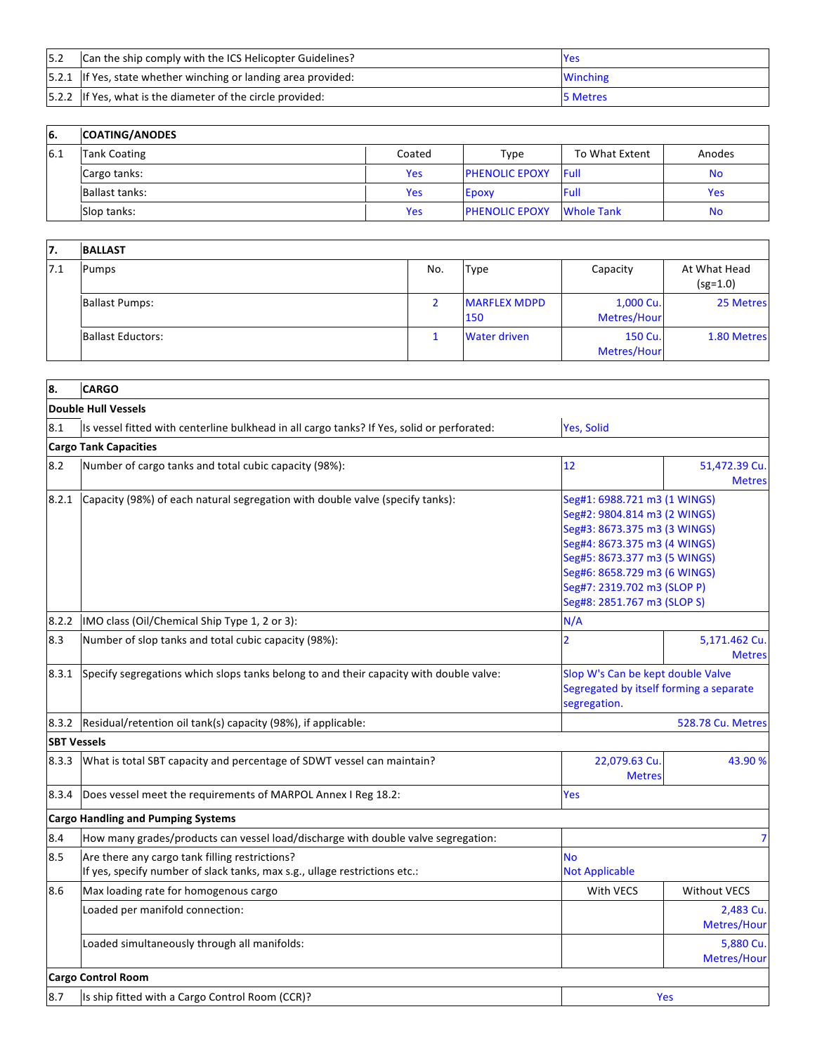| | | |
|---|---|---|
| 5.2 | Can the ship comply with the ICS Helicopter Guidelines? | Yes |
| 5.2.1 | If Yes, state whether winching or landing area provided: | Winching |
| 5.2.2 | If Yes, what is the diameter of the circle provided: | 5 Metres |

| 6. | COATING/ANODES | | | | |
|---|---|---|---|---|---|
| 6.1 | Tank Coating | Coated | Type | To What Extent | Anodes |
| | Cargo tanks: | Yes | PHENOLIC EPOXY | Full | No |
| | Ballast tanks: | Yes | Epoxy | Full | Yes |
| | Slop tanks: | Yes | PHENOLIC EPOXY | Whole Tank | No |

| 7. | BALLAST | | | | |
|---|---|---|---|---|---|
| 7.1 | Pumps | No. | Type | Capacity | At What Head (sg=1.0) |
| | Ballast Pumps: | 2 | MARFLEX MDPD 150 | 1,000 Cu. Metres/Hour | 25 Metres |
| | Ballast Eductors: | 1 | Water driven | 150 Cu. Metres/Hour | 1.80 Metres |

| 8. | CARGO | | |
|---|---|---|---|
| **Double Hull Vessels** | | | |
| 8.1 | Is vessel fitted with centerline bulkhead in all cargo tanks? If Yes, solid or perforated: | Yes, Solid | |
| **Cargo Tank Capacities** | | | |
| 8.2 | Number of cargo tanks and total cubic capacity (98%): | 12 | 51,472.39 Cu. Metres |
| 8.2.1 | Capacity (98%) of each natural segregation with double valve (specify tanks): | Seg#1: 6988.721 m3 (1 WINGS)<br>Seg#2: 9804.814 m3 (2 WINGS)<br>Seg#3: 8673.375 m3 (3 WINGS)<br>Seg#4: 8673.375 m3 (4 WINGS)<br>Seg#5: 8673.377 m3 (5 WINGS)<br>Seg#6: 8658.729 m3 (6 WINGS)<br>Seg#7: 2319.702 m3 (SLOP P)<br>Seg#8: 2851.767 m3 (SLOP S) | |
| 8.2.2 | IMO class (Oil/Chemical Ship Type 1, 2 or 3): | N/A | |
| 8.3 | Number of slop tanks and total cubic capacity (98%): | 2 | 5,171.462 Cu. Metres |
| 8.3.1 | Specify segregations which slops tanks belong to and their capacity with double valve: | Slop W's Can be kept double Valve Segregated by itself forming a separate segregation. | |
| 8.3.2 | Residual/retention oil tank(s) capacity (98%), if applicable: | | 528.78 Cu. Metres |
| **SBT Vessels** | | | |
| 8.3.3 | What is total SBT capacity and percentage of SDWT vessel can maintain? | 22,079.63 Cu. Metres | 43.90 % |
| 8.3.4 | Does vessel meet the requirements of MARPOL Annex I Reg 18.2: | Yes | |
| **Cargo Handling and Pumping Systems** | | | |
| 8.4 | How many grades/products can vessel load/discharge with double valve segregation: | | 7 |
| 8.5 | Are there any cargo tank filling restrictions?<br>If yes, specify number of slack tanks, max s.g., ullage restrictions etc.: | No<br>Not Applicable | |
| 8.6 | Max loading rate for homogenous cargo | With VECS | Without VECS |
| | Loaded per manifold connection: | | 2,483 Cu. Metres/Hour |
| | Loaded simultaneously through all manifolds: | | 5,880 Cu. Metres/Hour |
| **Cargo Control Room** | | | |
| 8.7 | Is ship fitted with a Cargo Control Room (CCR)? | Yes | |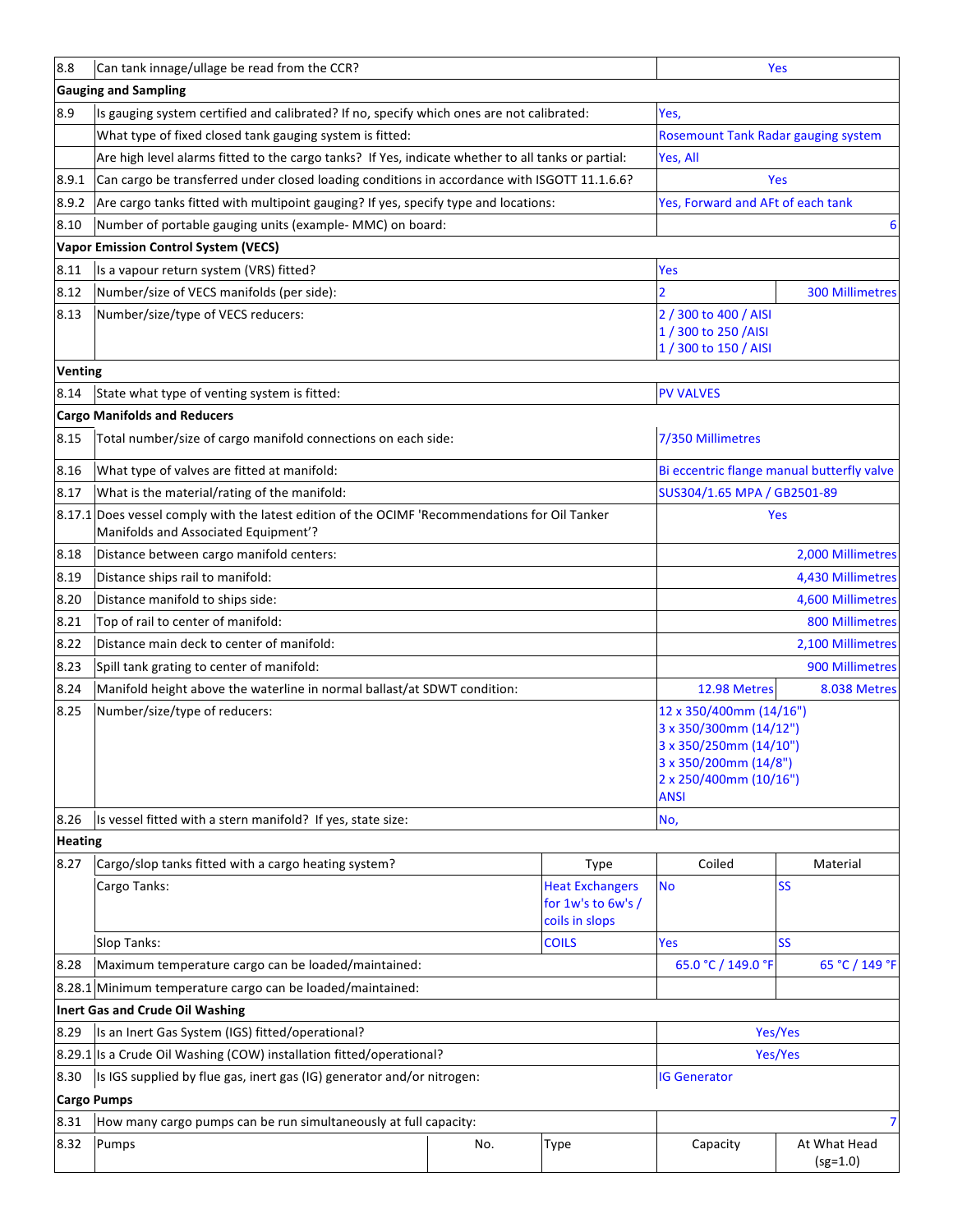| | | | | | |
|---|---|---|---|---|---|
| 8.8 | Can tank innage/ullage be read from the CCR? | | | Yes | |
| **Gauging and Sampling** | | | | | |
| 8.9 | Is gauging system certified and calibrated? If no, specify which ones are not calibrated: | | | Yes, | |
| | What type of fixed closed tank gauging system is fitted: | | | Rosemount Tank Radar gauging system | |
| | Are high level alarms fitted to the cargo tanks? If Yes, indicate whether to all tanks or partial: | | | Yes, All | |
| 8.9.1 | Can cargo be transferred under closed loading conditions in accordance with ISGOTT 11.1.6.6? | | | Yes | |
| 8.9.2 | Are cargo tanks fitted with multipoint gauging? If yes, specify type and locations: | | | Yes, Forward and AFt of each tank | |
| 8.10 | Number of portable gauging units (example- MMC) on board: | | | 6 | |
| **Vapor Emission Control System (VECS)** | | | | | |
| 8.11 | Is a vapour return system (VRS) fitted? | | | Yes | |
| 8.12 | Number/size of VECS manifolds (per side): | | | 2 | 300 Millimetres |
| 8.13 | Number/size/type of VECS reducers: | | | 2 / 300 to 400 / AISI<br>1 / 300 to 250 /AISI<br>1 / 300 to 150 / AISI | |
| **Venting** | | | | | |
| 8.14 | State what type of venting system is fitted: | | | PV VALVES | |
| **Cargo Manifolds and Reducers** | | | | | |
| 8.15 | Total number/size of cargo manifold connections on each side: | | | 7/350 Millimetres | |
| 8.16 | What type of valves are fitted at manifold: | | | Bi eccentric flange manual butterfly valve | |
| 8.17 | What is the material/rating of the manifold: | | | SUS304/1.65 MPA / GB2501-89 | |
| 8.17.1 | Does vessel comply with the latest edition of the OCIMF 'Recommendations for Oil Tanker Manifolds and Associated Equipment'? | | | Yes | |
| 8.18 | Distance between cargo manifold centers: | | | 2,000 Millimetres | |
| 8.19 | Distance ships rail to manifold: | | | 4,430 Millimetres | |
| 8.20 | Distance manifold to ships side: | | | 4,600 Millimetres | |
| 8.21 | Top of rail to center of manifold: | | | 800 Millimetres | |
| 8.22 | Distance main deck to center of manifold: | | | 2,100 Millimetres | |
| 8.23 | Spill tank grating to center of manifold: | | | 900 Millimetres | |
| 8.24 | Manifold height above the waterline in normal ballast/at SDWT condition: | | | 12.98 Metres | 8.038 Metres |
| 8.25 | Number/size/type of reducers: | | | 12 x 350/400mm (14/16")<br>3 x 350/300mm (14/12")<br>3 x 350/250mm (14/10")<br>3 x 350/200mm (14/8")<br>2 x 250/400mm (10/16")<br>ANSI | |
| 8.26 | Is vessel fitted with a stern manifold? If yes, state size: | | | No, | |
| **Heating** | | | | | |
| 8.27 | Cargo/slop tanks fitted with a cargo heating system? | | Type | Coiled | Material |
| | Cargo Tanks: | | Heat Exchangers for 1w's to 6w's / coils in slops | No | SS |
| | Slop Tanks: | | COILS | Yes | SS |
| 8.28 | Maximum temperature cargo can be loaded/maintained: | | | 65.0 °C / 149.0 °F | 65 °C / 149 °F |
| 8.28.1 | Minimum temperature cargo can be loaded/maintained: | | | | |
| **Inert Gas and Crude Oil Washing** | | | | | |
| 8.29 | Is an Inert Gas System (IGS) fitted/operational? | | | Yes/Yes | |
| 8.29.1 | Is a Crude Oil Washing (COW) installation fitted/operational? | | | Yes/Yes | |
| 8.30 | Is IGS supplied by flue gas, inert gas (IG) generator and/or nitrogen: | | | IG Generator | |
| **Cargo Pumps** | | | | | |
| 8.31 | How many cargo pumps can be run simultaneously at full capacity: | | | 7 | |
| 8.32 | Pumps | No. | Type | Capacity | At What Head (sg=1.0) |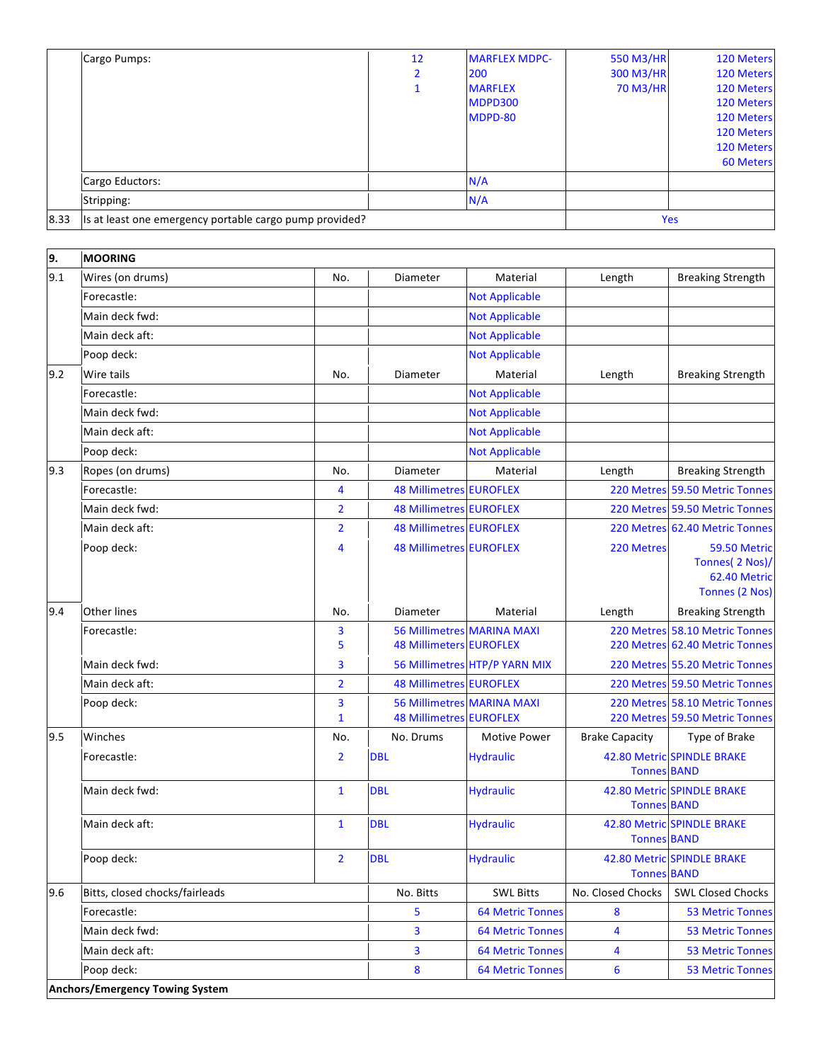| | | | | | |
|---|---|---|---|---|---|
| | Cargo Pumps: | 12<br>2<br>1 | MARFLEX MDPC-200<br>MARFLEX MDPD300<br>MDPD-80 | 550 M3/HR<br>300 M3/HR<br>70 M3/HR | 120 Meters<br>120 Meters<br>120 Meters<br>120 Meters<br>120 Meters<br>120 Meters<br>120 Meters<br>60 Meters |
| | Cargo Eductors: | | N/A | | |
| | Stripping: | | N/A | | |
| 8.33 | Is at least one emergency portable cargo pump provided? | | | Yes | |

| | | | | | | |
|---|---|---|---|---|---|---|
| **9.** | **MOORING** | | | | | |
| 9.1 | Wires (on drums) | No. | Diameter | Material | Length | Breaking Strength |
| | Forecastle: | | | Not Applicable | | |
| | Main deck fwd: | | | Not Applicable | | |
| | Main deck aft: | | | Not Applicable | | |
| | Poop deck: | | | Not Applicable | | |
| 9.2 | Wire tails | No. | Diameter | Material | Length | Breaking Strength |
| | Forecastle: | | | Not Applicable | | |
| | Main deck fwd: | | | Not Applicable | | |
| | Main deck aft: | | | Not Applicable | | |
| | Poop deck: | | | Not Applicable | | |
| 9.3 | Ropes (on drums) | No. | Diameter | Material | Length | Breaking Strength |
| | Forecastle: | 4 | 48 Millimetres | EUROFLEX | 220 Metres | 59.50 Metric Tonnes |
| | Main deck fwd: | 2 | 48 Millimetres | EUROFLEX | 220 Metres | 59.50 Metric Tonnes |
| | Main deck aft: | 2 | 48 Millimetres | EUROFLEX | 220 Metres | 62.40 Metric Tonnes |
| | Poop deck: | 4 | 48 Millimetres | EUROFLEX | 220 Metres | 59.50 Metric Tonnes( 2 Nos)/ 62.40 Metric Tonnes (2 Nos) |
| 9.4 | Other lines | No. | Diameter | Material | Length | Breaking Strength |
| | Forecastle: | 3<br>5 | 56 Millimetres<br>48 Millimetres | MARINA MAXI<br>EUROFLEX | 220 Metres<br>220 Metres | 58.10 Metric Tonnes<br>62.40 Metric Tonnes |
| | Main deck fwd: | 3 | 56 Millimetres | HTP/P YARN MIX | 220 Metres | 55.20 Metric Tonnes |
| | Main deck aft: | 2 | 48 Millimetres | EUROFLEX | 220 Metres | 59.50 Metric Tonnes |
| | Poop deck: | 3<br>1 | 56 Millimetres<br>48 Millimetres | MARINA MAXI<br>EUROFLEX | 220 Metres<br>220 Metres | 58.10 Metric Tonnes<br>59.50 Metric Tonnes |
| 9.5 | Winches | No. | No. Drums | Motive Power | Brake Capacity | Type of Brake |
| | Forecastle: | 2 | DBL | Hydraulic | 42.80 Metric Tonnes | SPINDLE BRAKE BAND |
| | Main deck fwd: | 1 | DBL | Hydraulic | 42.80 Metric Tonnes | SPINDLE BRAKE BAND |
| | Main deck aft: | 1 | DBL | Hydraulic | 42.80 Metric Tonnes | SPINDLE BRAKE BAND |
| | Poop deck: | 2 | DBL | Hydraulic | 42.80 Metric Tonnes | SPINDLE BRAKE BAND |
| 9.6 | Bitts, closed chocks/fairleads | | No. Bitts | SWL Bitts | No. Closed Chocks | SWL Closed Chocks |
| | Forecastle: | | 5 | 64 Metric Tonnes | 8 | 53 Metric Tonnes |
| | Main deck fwd: | | 3 | 64 Metric Tonnes | 4 | 53 Metric Tonnes |
| | Main deck aft: | | 3 | 64 Metric Tonnes | 4 | 53 Metric Tonnes |
| | Poop deck: | | 8 | 64 Metric Tonnes | 6 | 53 Metric Tonnes |
| **Anchors/Emergency Towing System** | | | | | | |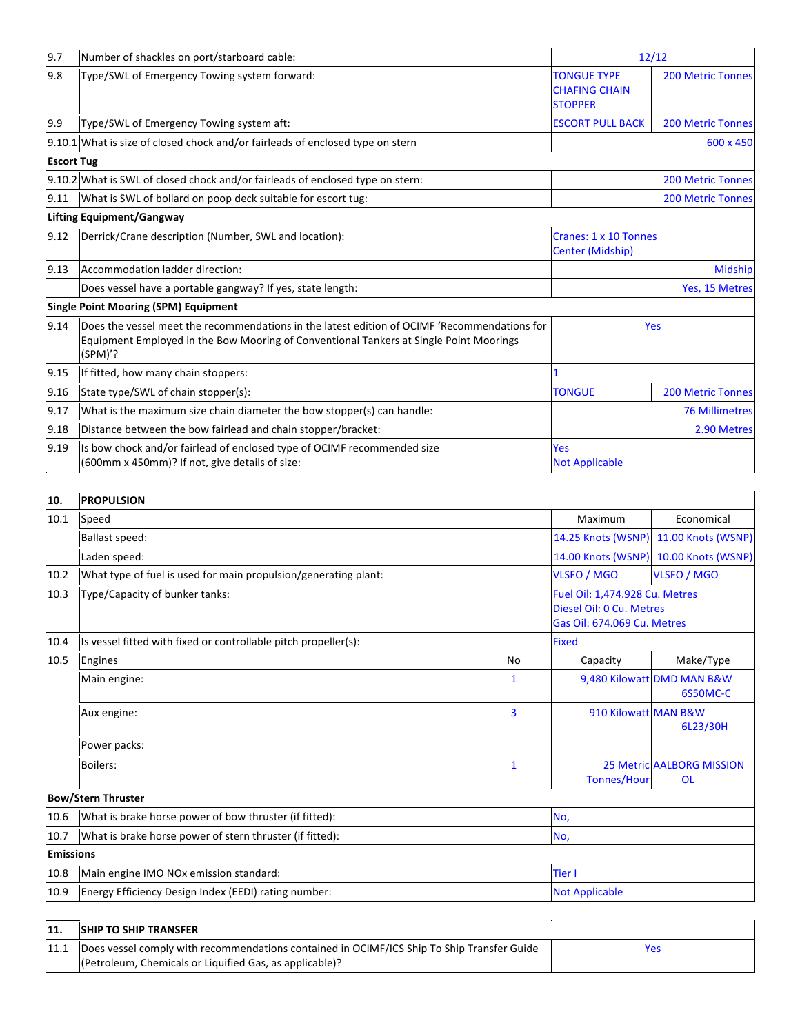| | | | |
|---|---|---|---|
| 9.7 | Number of shackles on port/starboard cable: | 12/12 | |
| 9.8 | Type/SWL of Emergency Towing system forward: | TONGUE TYPE CHAFING CHAIN STOPPER | 200 Metric Tonnes |
| 9.9 | Type/SWL of Emergency Towing system aft: | ESCORT PULL BACK | 200 Metric Tonnes |
| 9.10.1 | What is size of closed chock and/or fairleads of enclosed type on stern | | 600 x 450 |
| **Escort Tug** | | | |
| 9.10.2 | What is SWL of closed chock and/or fairleads of enclosed type on stern: | | 200 Metric Tonnes |
| 9.11 | What is SWL of bollard on poop deck suitable for escort tug: | | 200 Metric Tonnes |
| **Lifting Equipment/Gangway** | | | |
| 9.12 | Derrick/Crane description (Number, SWL and location): | Cranes: 1 x 10 Tonnes Center (Midship) | |
| 9.13 | Accommodation ladder direction: | | Midship |
| | Does vessel have a portable gangway? If yes, state length: | | Yes, 15 Metres |
| **Single Point Mooring (SPM) Equipment** | | | |
| 9.14 | Does the vessel meet the recommendations in the latest edition of OCIMF 'Recommendations for Equipment Employed in the Bow Mooring of Conventional Tankers at Single Point Moorings (SPM)'? | Yes | |
| 9.15 | If fitted, how many chain stoppers: | 1 | |
| 9.16 | State type/SWL of chain stopper(s): | TONGUE | 200 Metric Tonnes |
| 9.17 | What is the maximum size chain diameter the bow stopper(s) can handle: | | 76 Millimetres |
| 9.18 | Distance between the bow fairlead and chain stopper/bracket: | | 2.90 Metres |
| 9.19 | Is bow chock and/or fairlead of enclosed type of OCIMF recommended size (600mm x 450mm)? If not, give details of size: | Yes<br>Not Applicable | |

| **10.** | **PROPULSION** | | | |
|---|---|---|---|---|
| 10.1 | Speed | | Maximum | Economical |
| | Ballast speed: | | 14.25 Knots (WSNP) | 11.00 Knots (WSNP) |
| | Laden speed: | | 14.00 Knots (WSNP) | 10.00 Knots (WSNP) |
| 10.2 | What type of fuel is used for main propulsion/generating plant: | | VLSFO / MGO | VLSFO / MGO |
| 10.3 | Type/Capacity of bunker tanks: | | Fuel Oil: 1,474.928 Cu. Metres<br>Diesel Oil: 0 Cu. Metres<br>Gas Oil: 674.069 Cu. Metres | |
| 10.4 | Is vessel fitted with fixed or controllable pitch propeller(s): | | Fixed | |
| 10.5 | Engines | No | Capacity | Make/Type |
| | Main engine: | 1 | 9,480 Kilowatt | DMD MAN B&W 6S50MC-C |
| | Aux engine: | 3 | 910 Kilowatt | MAN B&W 6L23/30H |
| | Power packs: | | | |
| | Boilers: | 1 | 25 Metric Tonnes/Hour | AALBORG MISSION OL |
| **Bow/Stern Thruster** | | | | |
| 10.6 | What is brake horse power of bow thruster (if fitted): | | No, | |
| 10.7 | What is brake horse power of stern thruster (if fitted): | | No, | |
| **Emissions** | | | | |
| 10.8 | Main engine IMO NOx emission standard: | | Tier I | |
| 10.9 | Energy Efficiency Design Index (EEDI) rating number: | | Not Applicable | |

| **11.** | **SHIP TO SHIP TRANSFER** | |
|---|---|---|
| 11.1 | Does vessel comply with recommendations contained in OCIMF/ICS Ship To Ship Transfer Guide (Petroleum, Chemicals or Liquified Gas, as applicable)? | Yes |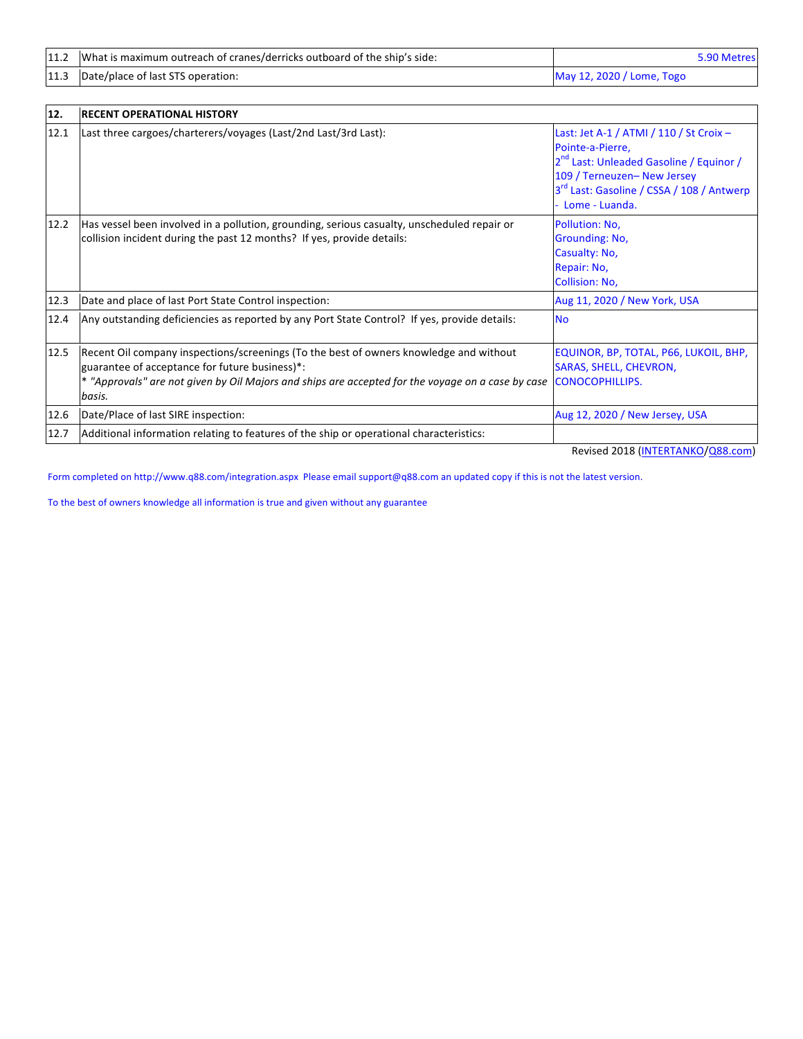| | | |
|---|---|---|
| 11.2 | What is maximum outreach of cranes/derricks outboard of the ship's side: | 5.90 Metres |
| 11.3 | Date/place of last STS operation: | May 12, 2020 / Lome, Togo |

| **12.** | **RECENT OPERATIONAL HISTORY** | |
|---|---|---|
| 12.1 | Last three cargoes/charterers/voyages (Last/2nd Last/3rd Last): | Last: Jet A-1 / ATMI / 110 / St Croix – Pointe-a-Pierre,<br>2nd Last: Unleaded Gasoline / Equinor / 109 / Terneuzen– New Jersey<br>3rd Last: Gasoline / CSSA / 108 / Antwerp - Lome - Luanda. |
| 12.2 | Has vessel been involved in a pollution, grounding, serious casualty, unscheduled repair or collision incident during the past 12 months? If yes, provide details: | Pollution: No,<br>Grounding: No,<br>Casualty: No,<br>Repair: No,<br>Collision: No, |
| 12.3 | Date and place of last Port State Control inspection: | Aug 11, 2020 / New York, USA |
| 12.4 | Any outstanding deficiencies as reported by any Port State Control? If yes, provide details: | No |
| 12.5 | Recent Oil company inspections/screenings (To the best of owners knowledge and without guarantee of acceptance for future business)*:<br>* *"Approvals" are not given by Oil Majors and ships are accepted for the voyage on a case by case basis.* | EQUINOR, BP, TOTAL, P66, LUKOIL, BHP, SARAS, SHELL, CHEVRON, CONOCOPHILLIPS. |
| 12.6 | Date/Place of last SIRE inspection: | Aug 12, 2020 / New Jersey, USA |
| 12.7 | Additional information relating to features of the ship or operational characteristics: | |

Revised 2018 (INTERTANKO/Q88.com)

Form completed on http://www.q88.com/integration.aspx Please email support@q88.com an updated copy if this is not the latest version.

To the best of owners knowledge all information is true and given without any guarantee